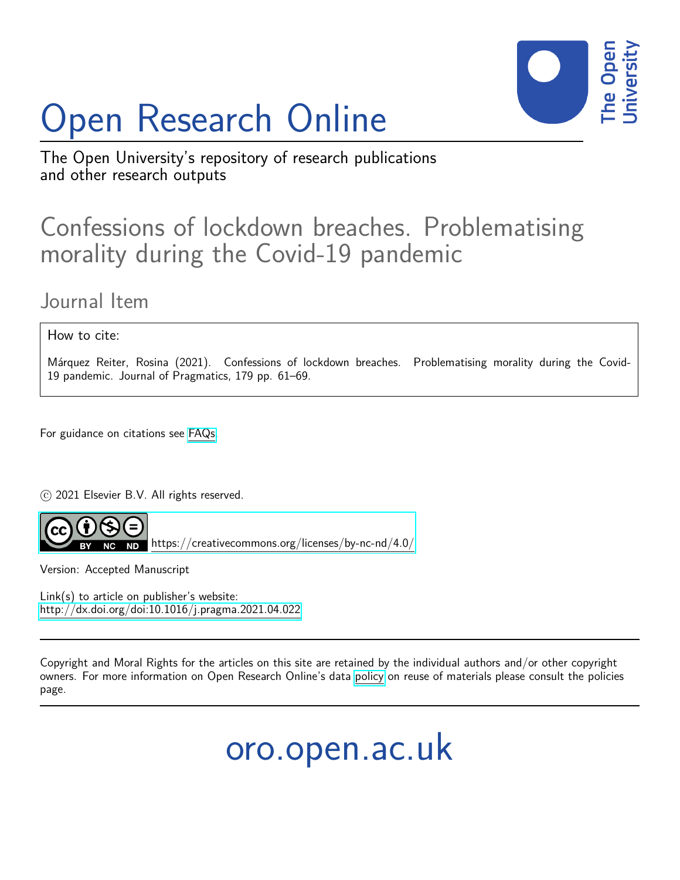# Open Research Online

The Open University's repository of research publications and other research outputs

## Confessions of lockdown breaches. Problematising morality during the Covid-19 pandemic

### Journal Item

How to cite:

Márquez Reiter, Rosina (2021). Confessions of lockdown breaches. Problematising morality during the Covid-19 pandemic. Journal of Pragmatics, 179 pp. 61–69.

For guidance on citations see FAQs.

© 2021 Elsevier B.V. All rights reserved.

https://creativecommons.org/licenses/by-nc-nd/4.0/

Version: Accepted Manuscript

Link(s) to article on publisher's website:
http://dx.doi.org/doi:10.1016/j.pragma.2021.04.022

Copyright and Moral Rights for the articles on this site are retained by the individual authors and/or other copyright owners. For more information on Open Research Online's data policy on reuse of materials please consult the policies page.

oro.open.ac.uk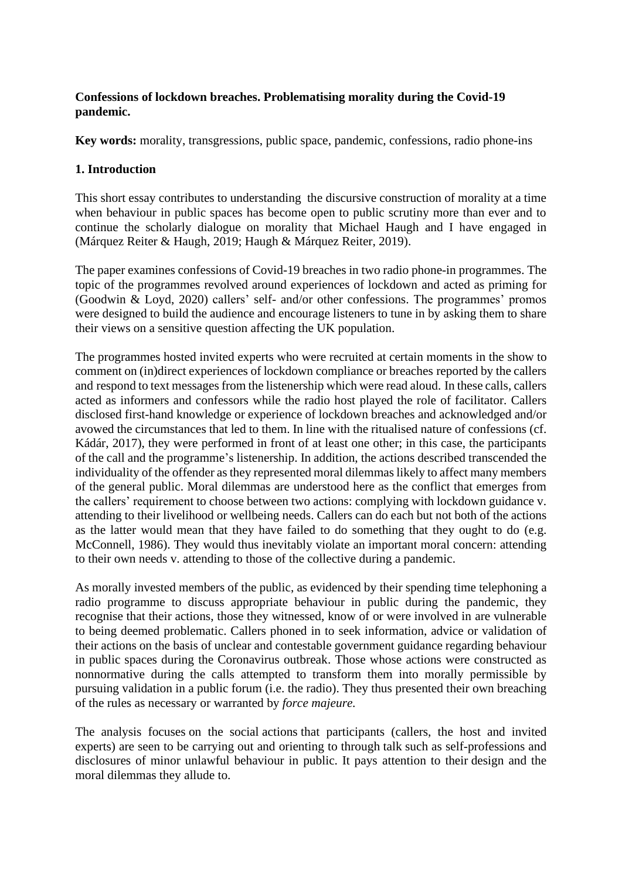**Confessions of lockdown breaches. Problematising morality during the Covid-19 pandemic.**

**Key words:** morality, transgressions, public space, pandemic, confessions, radio phone-ins

## 1. Introduction

This short essay contributes to understanding the discursive construction of morality at a time when behaviour in public spaces has become open to public scrutiny more than ever and to continue the scholarly dialogue on morality that Michael Haugh and I have engaged in (Márquez Reiter & Haugh, 2019; Haugh & Márquez Reiter, 2019).

The paper examines confessions of Covid-19 breaches in two radio phone-in programmes. The topic of the programmes revolved around experiences of lockdown and acted as priming for (Goodwin & Loyd, 2020) callers' self- and/or other confessions. The programmes' promos were designed to build the audience and encourage listeners to tune in by asking them to share their views on a sensitive question affecting the UK population.

The programmes hosted invited experts who were recruited at certain moments in the show to comment on (in)direct experiences of lockdown compliance or breaches reported by the callers and respond to text messages from the listenership which were read aloud. In these calls, callers acted as informers and confessors while the radio host played the role of facilitator. Callers disclosed first-hand knowledge or experience of lockdown breaches and acknowledged and/or avowed the circumstances that led to them. In line with the ritualised nature of confessions (cf. Kádár, 2017), they were performed in front of at least one other; in this case, the participants of the call and the programme's listenership. In addition, the actions described transcended the individuality of the offender as they represented moral dilemmas likely to affect many members of the general public. Moral dilemmas are understood here as the conflict that emerges from the callers' requirement to choose between two actions: complying with lockdown guidance v. attending to their livelihood or wellbeing needs. Callers can do each but not both of the actions as the latter would mean that they have failed to do something that they ought to do (e.g. McConnell, 1986). They would thus inevitably violate an important moral concern: attending to their own needs v. attending to those of the collective during a pandemic.

As morally invested members of the public, as evidenced by their spending time telephoning a radio programme to discuss appropriate behaviour in public during the pandemic, they recognise that their actions, those they witnessed, know of or were involved in are vulnerable to being deemed problematic. Callers phoned in to seek information, advice or validation of their actions on the basis of unclear and contestable government guidance regarding behaviour in public spaces during the Coronavirus outbreak. Those whose actions were constructed as nonnormative during the calls attempted to transform them into morally permissible by pursuing validation in a public forum (i.e. the radio). They thus presented their own breaching of the rules as necessary or warranted by *force majeure.*

The analysis focuses on the social actions that participants (callers, the host and invited experts) are seen to be carrying out and orienting to through talk such as self-professions and disclosures of minor unlawful behaviour in public. It pays attention to their design and the moral dilemmas they allude to.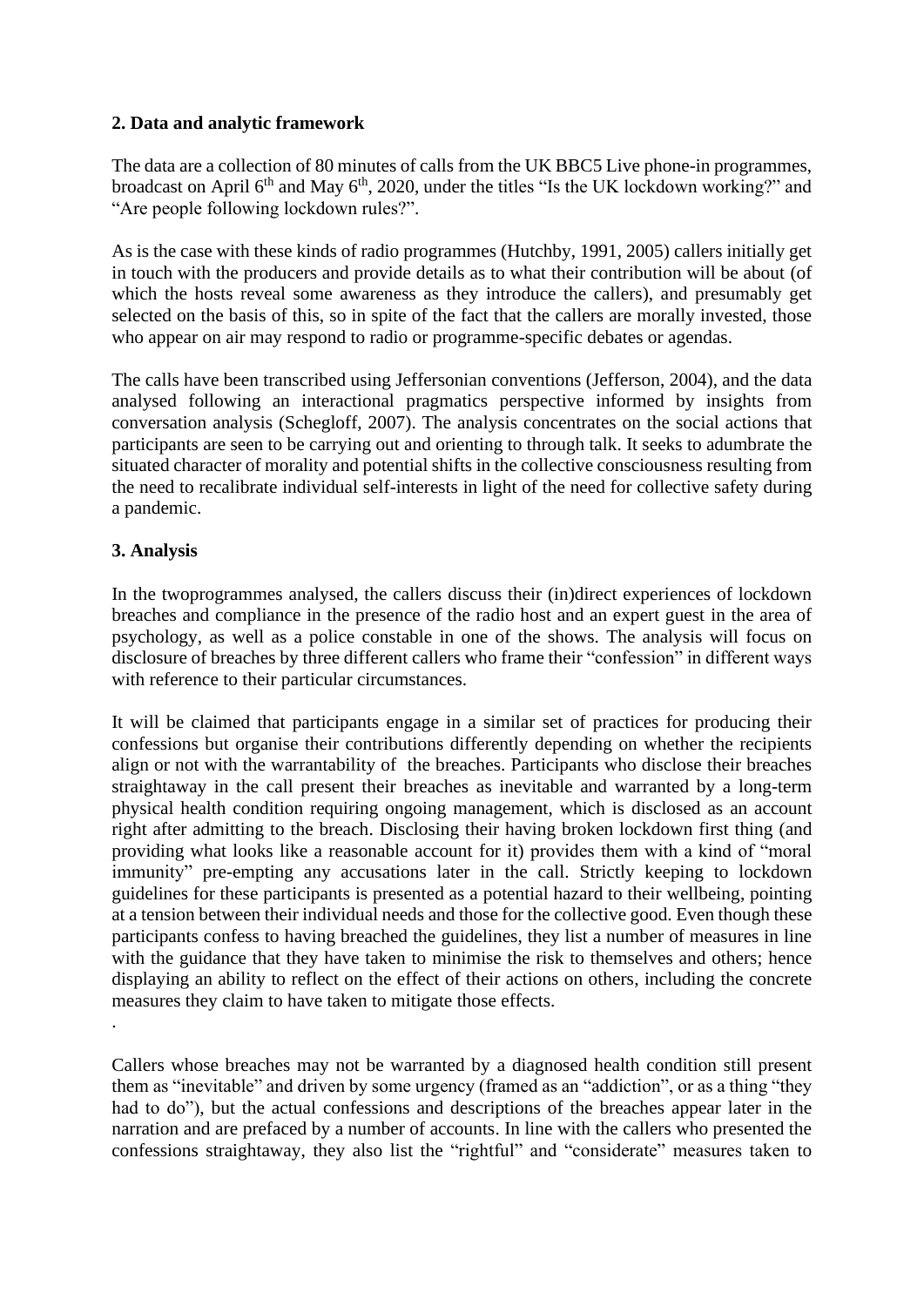## 2. Data and analytic framework

The data are a collection of 80 minutes of calls from the UK BBC5 Live phone-in programmes, broadcast on April 6th and May 6th, 2020, under the titles "Is the UK lockdown working?" and "Are people following lockdown rules?".

As is the case with these kinds of radio programmes (Hutchby, 1991, 2005) callers initially get in touch with the producers and provide details as to what their contribution will be about (of which the hosts reveal some awareness as they introduce the callers), and presumably get selected on the basis of this, so in spite of the fact that the callers are morally invested, those who appear on air may respond to radio or programme-specific debates or agendas.

The calls have been transcribed using Jeffersonian conventions (Jefferson, 2004), and the data analysed following an interactional pragmatics perspective informed by insights from conversation analysis (Schegloff, 2007). The analysis concentrates on the social actions that participants are seen to be carrying out and orienting to through talk. It seeks to adumbrate the situated character of morality and potential shifts in the collective consciousness resulting from the need to recalibrate individual self-interests in light of the need for collective safety during a pandemic.

## 3. Analysis

In the twoprogrammes analysed, the callers discuss their (in)direct experiences of lockdown breaches and compliance in the presence of the radio host and an expert guest in the area of psychology, as well as a police constable in one of the shows. The analysis will focus on disclosure of breaches by three different callers who frame their "confession" in different ways with reference to their particular circumstances.

It will be claimed that participants engage in a similar set of practices for producing their confessions but organise their contributions differently depending on whether the recipients align or not with the warrantability of the breaches. Participants who disclose their breaches straightaway in the call present their breaches as inevitable and warranted by a long-term physical health condition requiring ongoing management, which is disclosed as an account right after admitting to the breach. Disclosing their having broken lockdown first thing (and providing what looks like a reasonable account for it) provides them with a kind of "moral immunity" pre-empting any accusations later in the call. Strictly keeping to lockdown guidelines for these participants is presented as a potential hazard to their wellbeing, pointing at a tension between their individual needs and those for the collective good. Even though these participants confess to having breached the guidelines, they list a number of measures in line with the guidance that they have taken to minimise the risk to themselves and others; hence displaying an ability to reflect on the effect of their actions on others, including the concrete measures they claim to have taken to mitigate those effects.

.

Callers whose breaches may not be warranted by a diagnosed health condition still present them as "inevitable" and driven by some urgency (framed as an "addiction", or as a thing "they had to do"), but the actual confessions and descriptions of the breaches appear later in the narration and are prefaced by a number of accounts. In line with the callers who presented the confessions straightaway, they also list the "rightful" and "considerate" measures taken to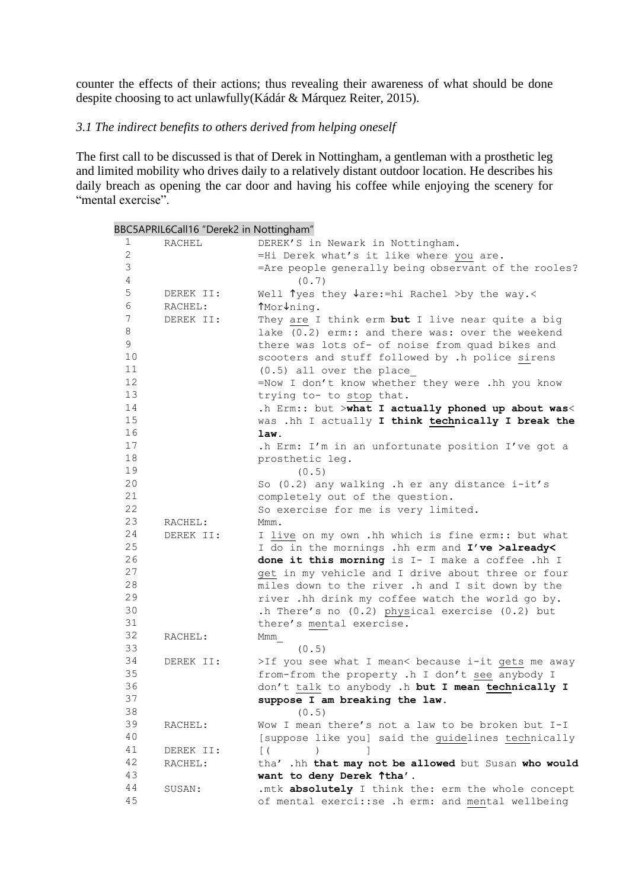counter the effects of their actions; thus revealing their awareness of what should be done despite choosing to act unlawfully(Kádár & Márquez Reiter, 2015).

### *3.1 The indirect benefits to others derived from helping oneself*

The first call to be discussed is that of Derek in Nottingham, a gentleman with a prosthetic leg and limited mobility who drives daily to a relatively distant outdoor location. He describes his daily breach as opening the car door and having his coffee while enjoying the scenery for "mental exercise".

BBC5APRIL6Call16 "Derek2 in Nottingham"

```
1    RACHEL       DEREK'S in Newark in Nottingham.
2                 =Hi Derek what's it like where you are.
3                 =Are people generally being observant of the rooles?
4                      (0.7)
5    DEREK II:    Well ↑yes they ↓are:=hi Rachel >by the way.<
6    RACHEL:      ↑Mor↓ning.
7    DEREK II:    They are I think erm but I live near quite a big
8                 lake (0.2) erm:: and there was: over the weekend
9                 there was lots of- of noise from quad bikes and
10                scooters and stuff followed by .h police sirens
11                (0.5) all over the place_
12                =Now I don't know whether they were .hh you know
13                trying to- to stop that.
14                .h Erm:: but >what I actually phoned up about was<
15                was .hh I actually I think technically I break the
16                law.
17                .h Erm: I'm in an unfortunate position I've got a
18                prosthetic leg.
19                     (0.5)
20                So (0.2) any walking .h er any distance i-it's
21                completely out of the question.
22                So exercise for me is very limited.
23   RACHEL:      Mmm.
24   DEREK II:    I live on my own .hh which is fine erm:: but what
25                I do in the mornings .hh erm and I've >already<
26                done it this morning is I- I make a coffee .hh I
27                get in my vehicle and I drive about three or four
28                miles down to the river .h and I sit down by the
29                river .hh drink my coffee watch the world go by.
30                .h There's no (0.2) physical exercise (0.2) but
31                there's mental exercise.
32   RACHEL:      Mmm_
33                     (0.5)
34   DEREK II:    >If you see what I mean< because i-it gets me away
35                from-from the property .h I don't see anybody I
36                don't talk to anybody .h but I mean technically I
37                suppose I am breaking the law.
38                     (0.5)
39   RACHEL:      Wow I mean there's not a law to be broken but I-I
40                [suppose like you] said the guidelines technically
41   DEREK II:    [(       )       ]
42   RACHEL:      tha' .hh that may not be allowed but Susan who would
43                want to deny Derek ↑tha'.
44   SUSAN:       .mtk absolutely I think the: erm the whole concept
45                of mental exerci::se .h erm: and mental wellbeing
```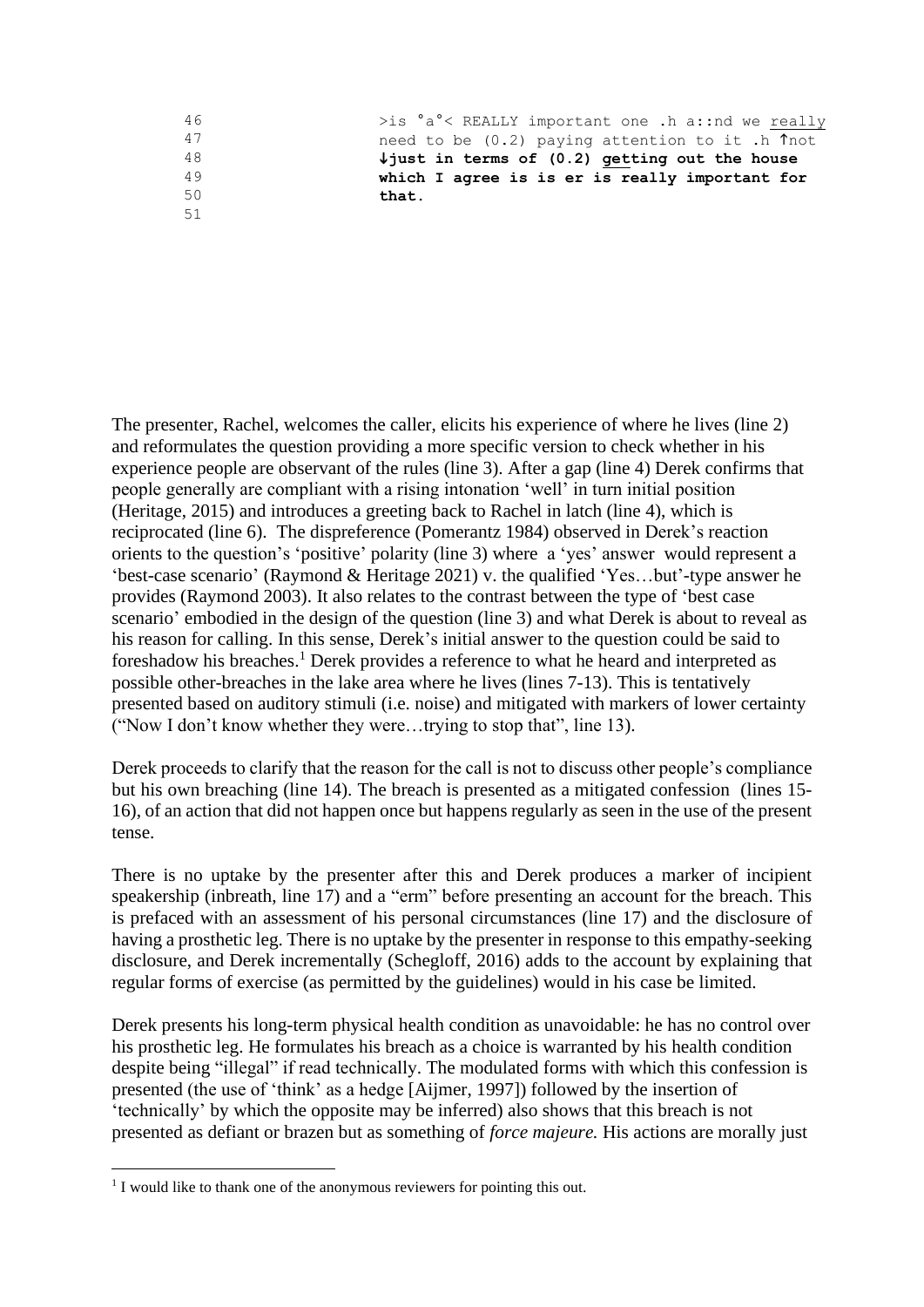```
46                >is °a°< REALLY important one .h a::nd we really
47                need to be (0.2) paying attention to it .h ↑not
48                ↓just in terms of (0.2) getting out the house
49                which I agree is is er is really important for
50                that.
51
```

The presenter, Rachel, welcomes the caller, elicits his experience of where he lives (line 2) and reformulates the question providing a more specific version to check whether in his experience people are observant of the rules (line 3). After a gap (line 4) Derek confirms that people generally are compliant with a rising intonation 'well' in turn initial position (Heritage, 2015) and introduces a greeting back to Rachel in latch (line 4), which is reciprocated (line 6). The dispreference (Pomerantz 1984) observed in Derek's reaction orients to the question's 'positive' polarity (line 3) where a 'yes' answer would represent a 'best-case scenario' (Raymond & Heritage 2021) v. the qualified 'Yes…but'-type answer he provides (Raymond 2003). It also relates to the contrast between the type of 'best case scenario' embodied in the design of the question (line 3) and what Derek is about to reveal as his reason for calling. In this sense, Derek's initial answer to the question could be said to foreshadow his breaches.[1] Derek provides a reference to what he heard and interpreted as possible other-breaches in the lake area where he lives (lines 7-13). This is tentatively presented based on auditory stimuli (i.e. noise) and mitigated with markers of lower certainty ("Now I don't know whether they were…trying to stop that", line 13).

Derek proceeds to clarify that the reason for the call is not to discuss other people's compliance but his own breaching (line 14). The breach is presented as a mitigated confession (lines 15-16), of an action that did not happen once but happens regularly as seen in the use of the present tense.

There is no uptake by the presenter after this and Derek produces a marker of incipient speakership (inbreath, line 17) and a "erm" before presenting an account for the breach. This is prefaced with an assessment of his personal circumstances (line 17) and the disclosure of having a prosthetic leg. There is no uptake by the presenter in response to this empathy-seeking disclosure, and Derek incrementally (Schegloff, 2016) adds to the account by explaining that regular forms of exercise (as permitted by the guidelines) would in his case be limited.

Derek presents his long-term physical health condition as unavoidable: he has no control over his prosthetic leg. He formulates his breach as a choice is warranted by his health condition despite being "illegal" if read technically. The modulated forms with which this confession is presented (the use of 'think' as a hedge [Aijmer, 1997]) followed by the insertion of 'technically' by which the opposite may be inferred) also shows that this breach is not presented as defiant or brazen but as something of *force majeure.* His actions are morally just

[1] I would like to thank one of the anonymous reviewers for pointing this out.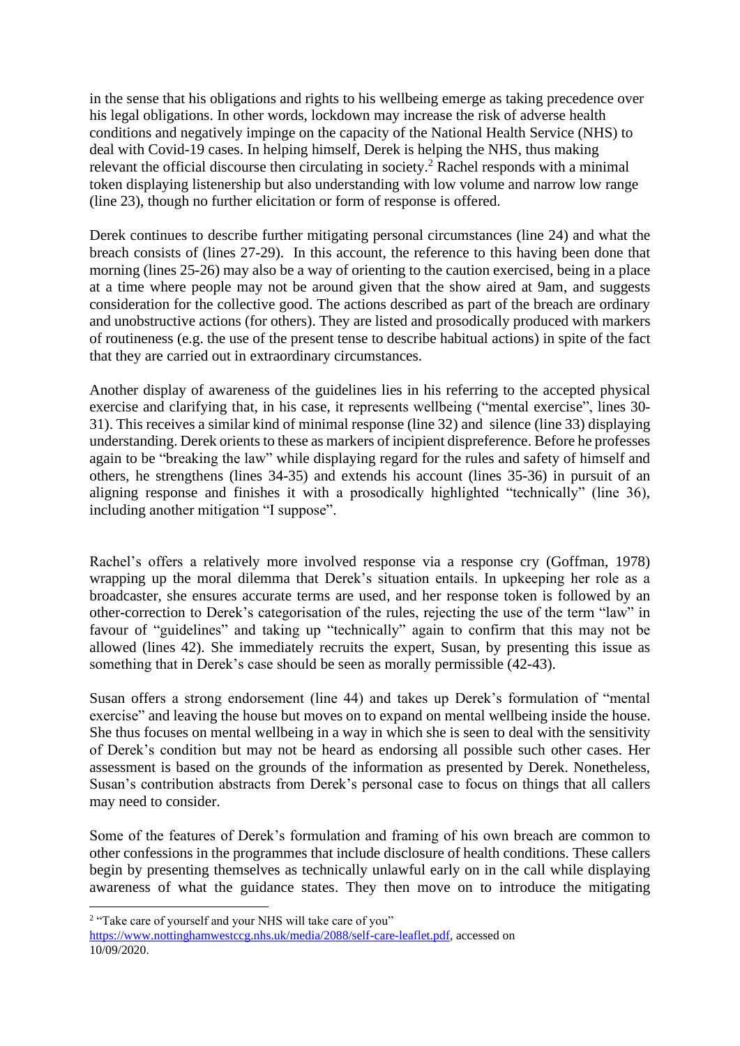in the sense that his obligations and rights to his wellbeing emerge as taking precedence over his legal obligations. In other words, lockdown may increase the risk of adverse health conditions and negatively impinge on the capacity of the National Health Service (NHS) to deal with Covid-19 cases. In helping himself, Derek is helping the NHS, thus making relevant the official discourse then circulating in society.[2] Rachel responds with a minimal token displaying listenership but also understanding with low volume and narrow low range (line 23), though no further elicitation or form of response is offered.

Derek continues to describe further mitigating personal circumstances (line 24) and what the breach consists of (lines 27-29). In this account, the reference to this having been done that morning (lines 25-26) may also be a way of orienting to the caution exercised, being in a place at a time where people may not be around given that the show aired at 9am, and suggests consideration for the collective good. The actions described as part of the breach are ordinary and unobstructive actions (for others). They are listed and prosodically produced with markers of routineness (e.g. the use of the present tense to describe habitual actions) in spite of the fact that they are carried out in extraordinary circumstances.

Another display of awareness of the guidelines lies in his referring to the accepted physical exercise and clarifying that, in his case, it represents wellbeing ("mental exercise", lines 30-31). This receives a similar kind of minimal response (line 32) and silence (line 33) displaying understanding. Derek orients to these as markers of incipient dispreference. Before he professes again to be "breaking the law" while displaying regard for the rules and safety of himself and others, he strengthens (lines 34-35) and extends his account (lines 35-36) in pursuit of an aligning response and finishes it with a prosodically highlighted "technically" (line 36), including another mitigation "I suppose".

Rachel's offers a relatively more involved response via a response cry (Goffman, 1978) wrapping up the moral dilemma that Derek's situation entails. In upkeeping her role as a broadcaster, she ensures accurate terms are used, and her response token is followed by an other-correction to Derek's categorisation of the rules, rejecting the use of the term "law" in favour of "guidelines" and taking up "technically" again to confirm that this may not be allowed (lines 42). She immediately recruits the expert, Susan, by presenting this issue as something that in Derek's case should be seen as morally permissible (42-43).

Susan offers a strong endorsement (line 44) and takes up Derek's formulation of "mental exercise" and leaving the house but moves on to expand on mental wellbeing inside the house. She thus focuses on mental wellbeing in a way in which she is seen to deal with the sensitivity of Derek's condition but may not be heard as endorsing all possible such other cases. Her assessment is based on the grounds of the information as presented by Derek. Nonetheless, Susan's contribution abstracts from Derek's personal case to focus on things that all callers may need to consider.

Some of the features of Derek's formulation and framing of his own breach are common to other confessions in the programmes that include disclosure of health conditions. These callers begin by presenting themselves as technically unlawful early on in the call while displaying awareness of what the guidance states. They then move on to introduce the mitigating

[2] "Take care of yourself and your NHS will take care of you" https://www.nottinghamwestccg.nhs.uk/media/2088/self-care-leaflet.pdf, accessed on 10/09/2020.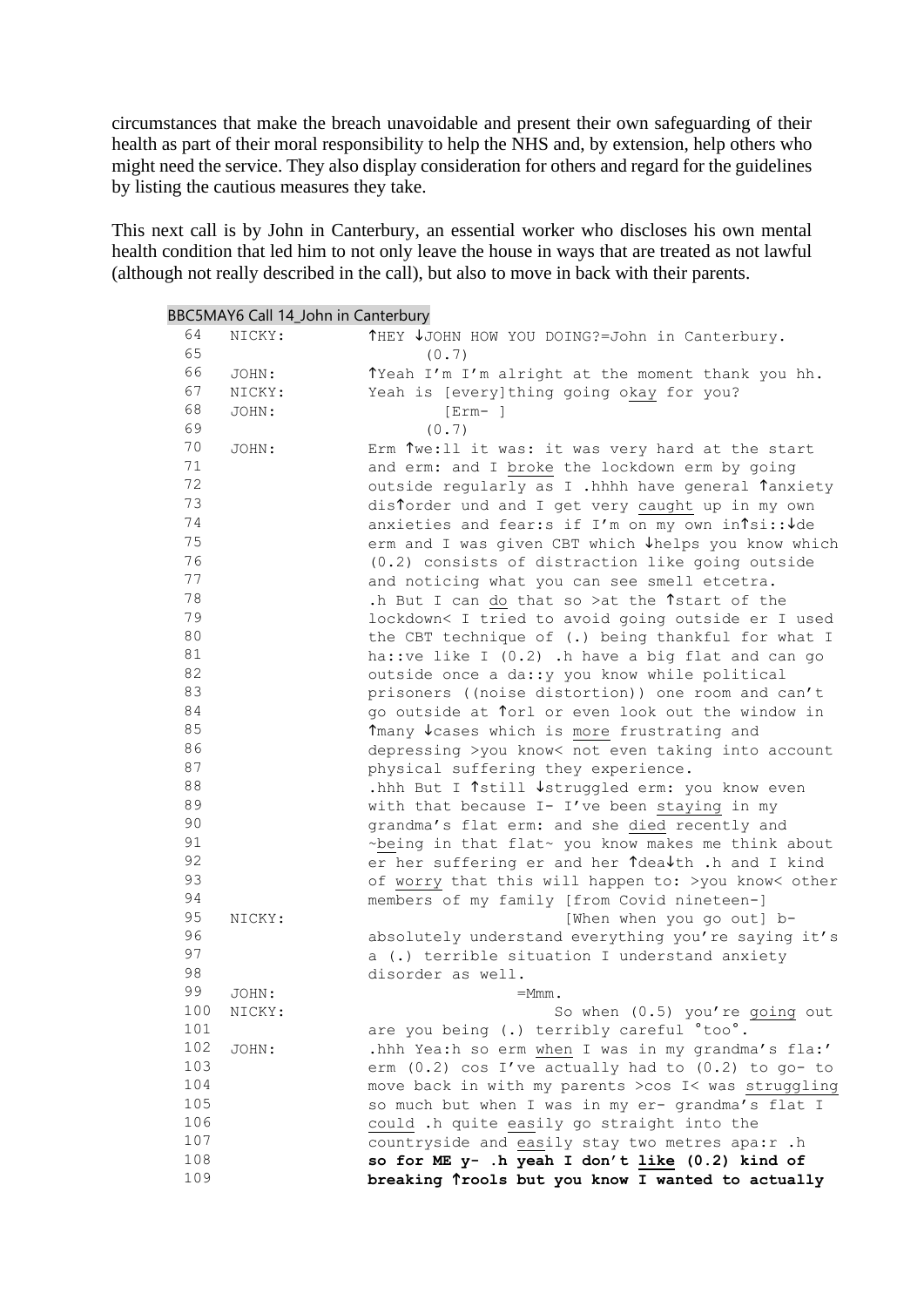circumstances that make the breach unavoidable and present their own safeguarding of their health as part of their moral responsibility to help the NHS and, by extension, help others who might need the service. They also display consideration for others and regard for the guidelines by listing the cautious measures they take.

This next call is by John in Canterbury, an essential worker who discloses his own mental health condition that led him to not only leave the house in ways that are treated as not lawful (although not really described in the call), but also to move in back with their parents.

BBC5MAY6 Call 14_John in Canterbury

```
64   NICKY:    ↑HEY ↓JOHN HOW YOU DOING?=John in Canterbury.
65                   (0.7)
66   JOHN:     ↑Yeah I'm I'm alright at the moment thank you hh.
67   NICKY:    Yeah is [every]thing going okay for you?
68   JOHN:             [Erm- ]
69                   (0.7)
70   JOHN:     Erm ↑we:ll it was: it was very hard at the start
71             and erm: and I broke the lockdown erm by going
72             outside regularly as I .hhhh have general ↑anxiety
73             dis↑order und and I get very caught up in my own
74             anxieties and fear:s if I'm on my own in↑si::↓de
75             erm and I was given CBT which ↓helps you know which
76             (0.2) consists of distraction like going outside
77             and noticing what you can see smell etcetra.
78             .h But I can do that so >at the ↑start of the
79             lockdown< I tried to avoid going outside er I used
80             the CBT technique of (.) being thankful for what I
81             ha::ve like I (0.2) .h have a big flat and can go
82             outside once a da::y you know while political
83             prisoners ((noise distortion)) one room and can't
84             go outside at ↑orl or even look out the window in
85             ↑many ↓cases which is more frustrating and
86             depressing >you know< not even taking into account
87             physical suffering they experience.
88             .hhh But I ↑still ↓struggled erm: you know even
89             with that because I- I've been staying in my
90             grandma's flat erm: and she died recently and
91             ~being in that flat~ you know makes me think about
92             er her suffering er and her ↑dea↓th .h and I kind
93             of worry that this will happen to: >you know< other
94             members of my family [from Covid nineteen-]
95   NICKY:                         [When when you go out] b-
96             absolutely understand everything you're saying it's
97             a (.) terrible situation I understand anxiety
98             disorder as well.
99   JOHN:                  =Mmm.
100  NICKY:                        So when (0.5) you're going out
101            are you being (.) terribly careful °too°.
102  JOHN:     .hhh Yea:h so erm when I was in my grandma's fla:'
103            erm (0.2) cos I've actually had to (0.2) to go- to
104            move back in with my parents >cos I< was struggling
105            so much but when I was in my er- grandma's flat I
106            could .h quite easily go straight into the
107            countryside and easily stay two metres apa:r .h
108            so for ME y- .h yeah I don't like (0.2) kind of
109            breaking ↑rools but you know I wanted to actually
```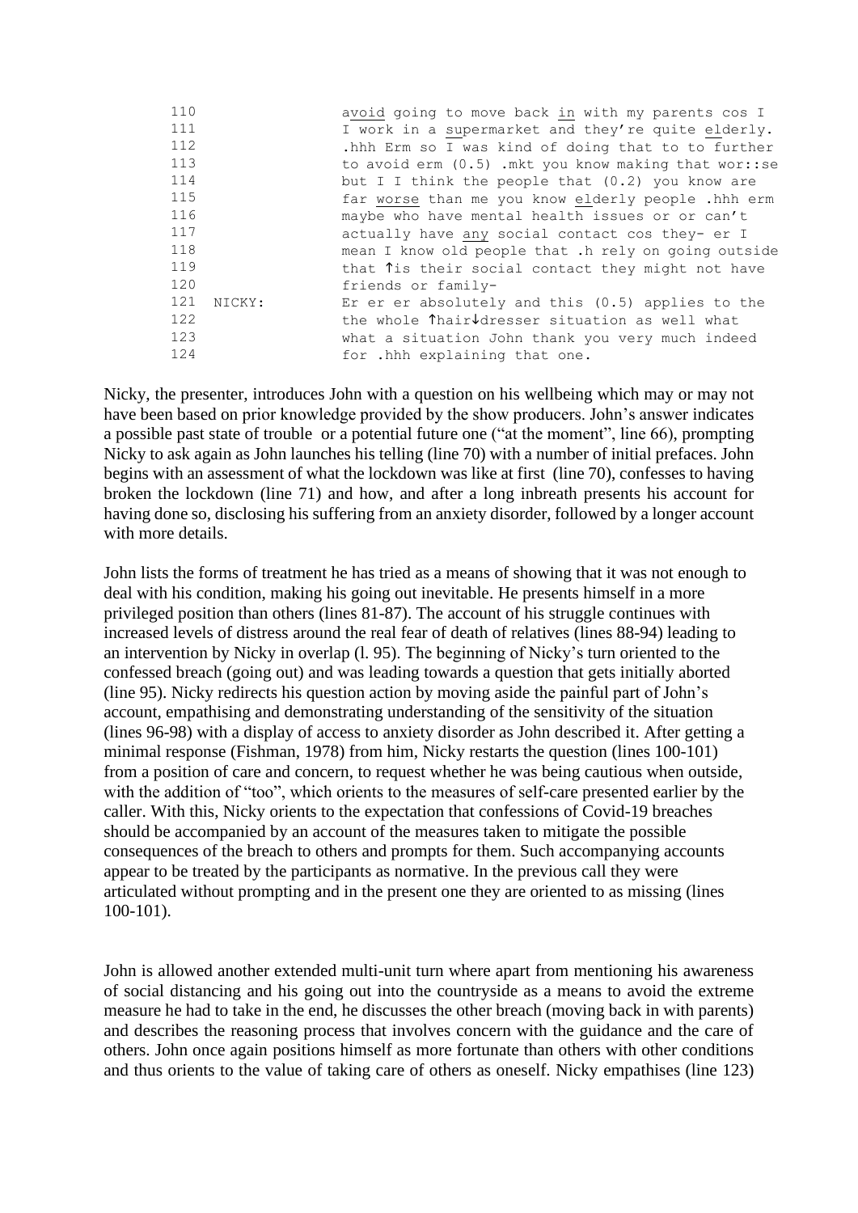```
110              avoid going to move back in with my parents cos I
111              I work in a supermarket and they're quite elderly.
112              .hhh Erm so I was kind of doing that to to further
113              to avoid erm (0.5) .mkt you know making that wor::se
114              but I I think the people that (0.2) you know are
115              far worse than me you know elderly people .hhh erm
116              maybe who have mental health issues or or can't
117              actually have any social contact cos they- er I
118              mean I know old people that .h rely on going outside
119              that ↑is their social contact they might not have
120              friends or family-
121  NICKY:      Er er er absolutely and this (0.5) applies to the
122              the whole ↑hair↓dresser situation as well what
123              what a situation John thank you very much indeed
124              for .hhh explaining that one.
```

Nicky, the presenter, introduces John with a question on his wellbeing which may or may not have been based on prior knowledge provided by the show producers. John's answer indicates a possible past state of trouble or a potential future one ("at the moment", line 66), prompting Nicky to ask again as John launches his telling (line 70) with a number of initial prefaces. John begins with an assessment of what the lockdown was like at first (line 70), confesses to having broken the lockdown (line 71) and how, and after a long inbreath presents his account for having done so, disclosing his suffering from an anxiety disorder, followed by a longer account with more details.

John lists the forms of treatment he has tried as a means of showing that it was not enough to deal with his condition, making his going out inevitable. He presents himself in a more privileged position than others (lines 81-87). The account of his struggle continues with increased levels of distress around the real fear of death of relatives (lines 88-94) leading to an intervention by Nicky in overlap (l. 95). The beginning of Nicky's turn oriented to the confessed breach (going out) and was leading towards a question that gets initially aborted (line 95). Nicky redirects his question action by moving aside the painful part of John's account, empathising and demonstrating understanding of the sensitivity of the situation (lines 96-98) with a display of access to anxiety disorder as John described it. After getting a minimal response (Fishman, 1978) from him, Nicky restarts the question (lines 100-101) from a position of care and concern, to request whether he was being cautious when outside, with the addition of "too", which orients to the measures of self-care presented earlier by the caller. With this, Nicky orients to the expectation that confessions of Covid-19 breaches should be accompanied by an account of the measures taken to mitigate the possible consequences of the breach to others and prompts for them. Such accompanying accounts appear to be treated by the participants as normative. In the previous call they were articulated without prompting and in the present one they are oriented to as missing (lines 100-101).

John is allowed another extended multi-unit turn where apart from mentioning his awareness of social distancing and his going out into the countryside as a means to avoid the extreme measure he had to take in the end, he discusses the other breach (moving back in with parents) and describes the reasoning process that involves concern with the guidance and the care of others. John once again positions himself as more fortunate than others with other conditions and thus orients to the value of taking care of others as oneself. Nicky empathises (line 123)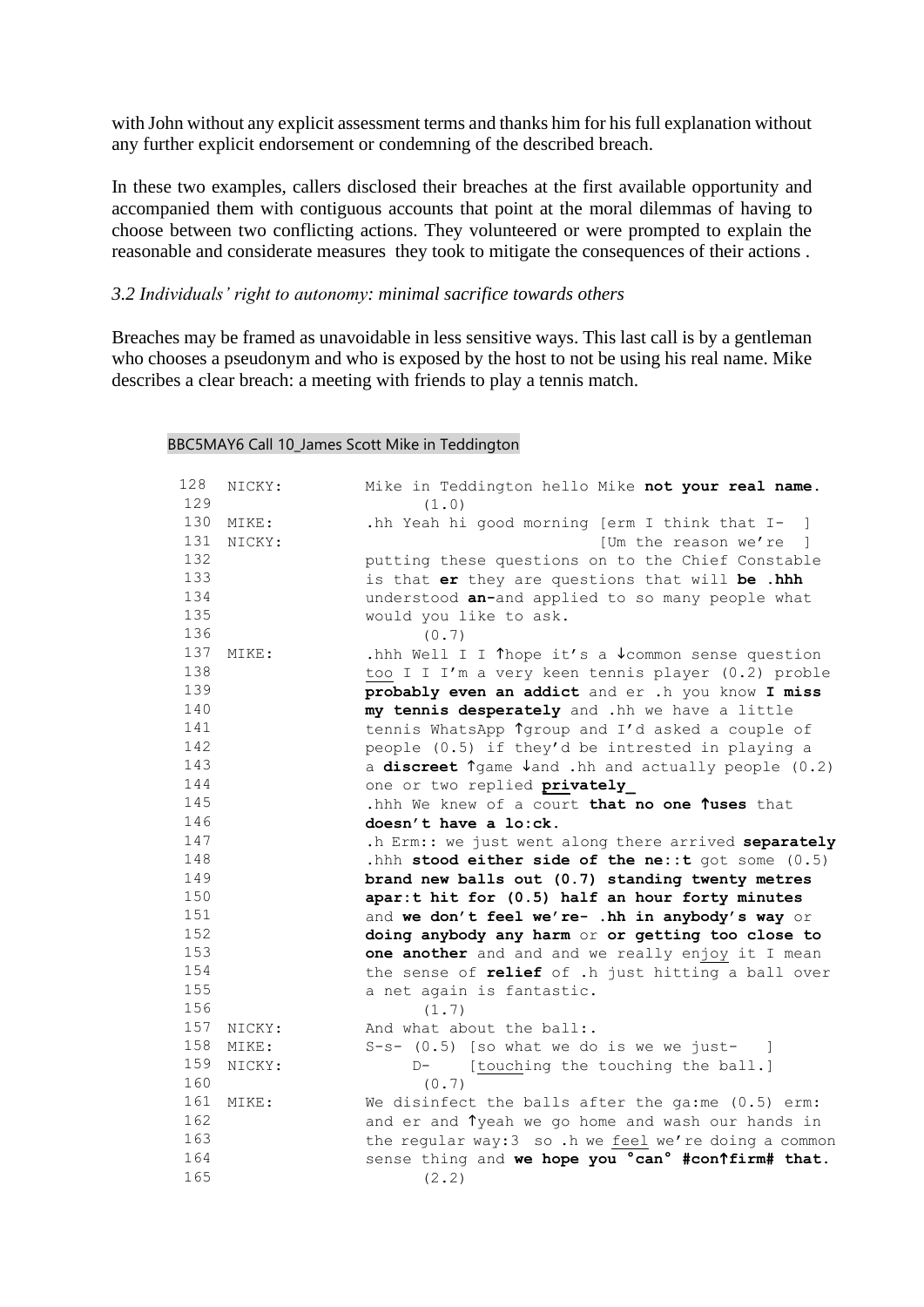with John without any explicit assessment terms and thanks him for his full explanation without any further explicit endorsement or condemning of the described breach.

In these two examples, callers disclosed their breaches at the first available opportunity and accompanied them with contiguous accounts that point at the moral dilemmas of having to choose between two conflicting actions. They volunteered or were prompted to explain the reasonable and considerate measures they took to mitigate the consequences of their actions .

### *3.2 Individuals' right to autonomy: minimal sacrifice towards others*

Breaches may be framed as unavoidable in less sensitive ways. This last call is by a gentleman who chooses a pseudonym and who is exposed by the host to not be using his real name. Mike describes a clear breach: a meeting with friends to play a tennis match.

BBC5MAY6 Call 10_James Scott Mike in Teddington

```
128  NICKY:    Mike in Teddington hello Mike not your real name.
129                (1.0)
130  MIKE:     .hh Yeah hi good morning [erm I think that I-  ]
131  NICKY:                             [Um the reason we're  ]
132            putting these questions on to the Chief Constable
133            is that er they are questions that will be .hhh
134            understood an-and applied to so many people what
135            would you like to ask.
136                (0.7)
137  MIKE:     .hhh Well I I ↑hope it's a ↓common sense question
138            too I I I'm a very keen tennis player (0.2) proble
139            probably even an addict and er .h you know I miss
140            my tennis desperately and .hh we have a little
141            tennis WhatsApp ↑group and I'd asked a couple of
142            people (0.5) if they'd be intrested in playing a
143            a discreet ↑game ↓and .hh and actually people (0.2)
144            one or two replied privately_
145            .hhh We knew of a court that no one ↑uses that
146            doesn't have a lo:ck.
147            .h Erm:: we just went along there arrived separately
148            .hhh stood either side of the ne::t got some (0.5)
149            brand new balls out (0.7) standing twenty metres
150            apar:t hit for (0.5) half an hour forty minutes
151            and we don't feel we're- .hh in anybody's way or
152            doing anybody any harm or or getting too close to
153            one another and and and we really enjoy it I mean
154            the sense of relief of .h just hitting a ball over
155            a net again is fantastic.
156                (1.7)
157  NICKY:    And what about the ball:.
158  MIKE:     S-s- (0.5) [so what we do is we we just-   ]
159  NICKY:          D-    [touching the touching the ball.]
160                (0.7)
161  MIKE:     We disinfect the balls after the ga:me (0.5) erm:
162            and er and ↑yeah we go home and wash our hands in
163            the regular way:3  so .h we feel we're doing a common
164            sense thing and we hope you °can° #con↑firm# that.
165                (2.2)
```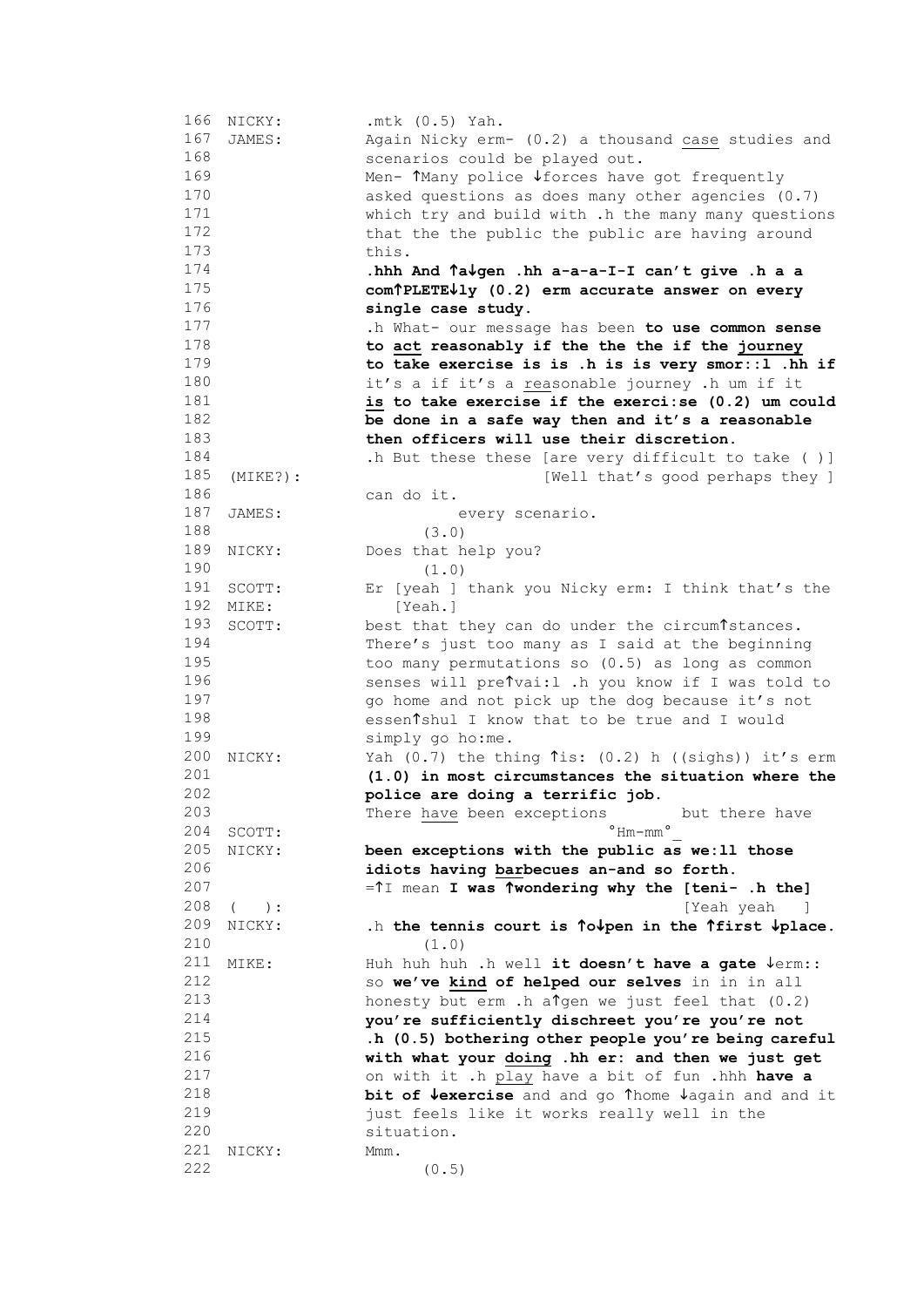```
166  NICKY:      .mtk (0.5) Yah.
167  JAMES:      Again Nicky erm- (0.2) a thousand case studies and
168              scenarios could be played out.
169              Men- ↑Many police ↓forces have got frequently
170              asked questions as does many other agencies (0.7)
171              which try and build with .h the many many questions
172              that the the public the public are having around
173              this.
174              .hhh And ↑a↓gen .hh a-a-a-I-I can't give .h a a
175              com↑PLETE↓ly (0.2) erm accurate answer on every
176              single case study.
177              .h What- our message has been to use common sense
178              to act reasonably if the the the if the journey
179              to take exercise is is .h is is very smor::l .hh if
180              it's a if it's a reasonable journey .h um if it
181              is to take exercise if the exerci:se (0.2) um could
182              be done in a safe way then and it's a reasonable
183              then officers will use their discretion.
184              .h But these these [are very difficult to take ( )]
185  (MIKE?):                      [Well that's good perhaps they ]
186              can do it.
187  JAMES:            every scenario.
188                    (3.0)
189  NICKY:      Does that help you?
190                    (1.0)
191  SCOTT:      Er [yeah ] thank you Nicky erm: I think that's the
192  MIKE:          [Yeah.]
193  SCOTT:      best that they can do under the circum↑stances.
194              There's just too many as I said at the beginning
195              too many permutations so (0.5) as long as common
196              senses will pre↑vai:l .h you know if I was told to
197              go home and not pick up the dog because it's not
198              essen↑shul I know that to be true and I would
199              simply go ho:me.
200  NICKY:      Yah (0.7) the thing ↑is: (0.2) h ((sighs)) it's erm
201              (1.0) in most circumstances the situation where the
202              police are doing a terrific job.
203              There have been exceptions        but there have
204  SCOTT:                                 °Hm-mm°_
205  NICKY:      been exceptions with the public as we:ll those
206              idiots having barbecues an-and so forth.
207              =↑I mean I was ↑wondering why the [teni- .h the]
208  (   ):                                        [Yeah yeah   ]
209  NICKY:      .h the tennis court is ↑o↓pen in the ↑first ↓place.
210                    (1.0)
211  MIKE:       Huh huh huh .h well it doesn't have a gate ↓erm::
212              so we've kind of helped our selves in in all
213              honesty but erm .h a↑gen we just feel that (0.2)
214              you're sufficiently dischreet you're you're not
215              .h (0.5) bothering other people you're being careful
216              with what your doing .hh er: and then we just get
217              on with it .h play have a bit of fun .hhh have a
218              bit of ↓exercise and and go ↑home ↓again and and it
219              just feels like it works really well in the
220              situation.
221  NICKY:      Mmm.
222                    (0.5)
```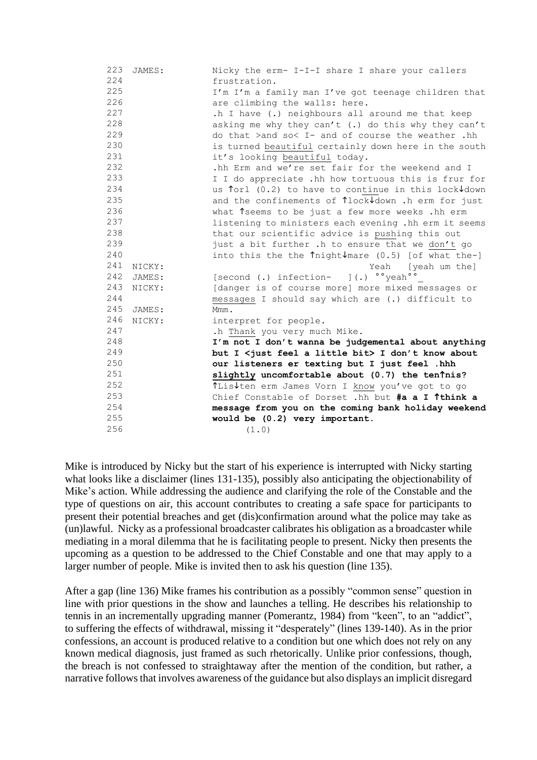```
223  JAMES:    Nicky the erm- I-I-I share I share your callers
224            frustration.
225            I'm I'm a family man I've got teenage children that
226            are climbing the walls: here.
227            .h I have (.) neighbours all around me that keep
228            asking me why they can't (.) do this why they can't
229            do that >and so< I- and of course the weather .hh
230            is turned beautiful certainly down here in the south
231            it's looking beautiful today.
232            .hh Erm and we're set fair for the weekend and I
233            I I do appreciate .hh how tortuous this is frur for
234            us ↑orl (0.2) to have to continue in this lock↓down
235            and the confinements of ↑lock↓down .h erm for just
236            what ↑seems to be just a few more weeks .hh erm
237            listening to ministers each evening .hh erm it seems
238            that our scientific advice is pushing this out
239            just a bit further .h to ensure that we don't go
240            into this the the ↑night↓mare (0.5) [of what the-]
241  NICKY:                                     Yeah   [yeah um the]
242  JAMES:    [second (.) infection-   ](.) °°yeah°°_
243  NICKY:    [danger is of course more] more mixed messages or
244            messages I should say which are (.) difficult to
245  JAMES:    Mmm.
246  NICKY:    interpret for people.
247            .h Thank you very much Mike.
248            I'm not I don't wanna be judgemental about anything
249            but I <just feel a little bit> I don't know about
250            our listeners er texting but I just feel .hhh
251            slightly uncomfortable about (0.7) the ten↑nis?
252            ↑Lis↓ten erm James Vorn I know you've got to go
253            Chief Constable of Dorset .hh but #a a I ↑think a
254            message from you on the coming bank holiday weekend
255            would be (0.2) very important.
256                  (1.0)
```

Mike is introduced by Nicky but the start of his experience is interrupted with Nicky starting what looks like a disclaimer (lines 131-135), possibly also anticipating the objectionability of Mike's action. While addressing the audience and clarifying the role of the Constable and the type of questions on air, this account contributes to creating a safe space for participants to present their potential breaches and get (dis)confirmation around what the police may take as (un)lawful. Nicky as a professional broadcaster calibrates his obligation as a broadcaster while mediating in a moral dilemma that he is facilitating people to present. Nicky then presents the upcoming as a question to be addressed to the Chief Constable and one that may apply to a larger number of people. Mike is invited then to ask his question (line 135).

After a gap (line 136) Mike frames his contribution as a possibly "common sense" question in line with prior questions in the show and launches a telling. He describes his relationship to tennis in an incrementally upgrading manner (Pomerantz, 1984) from "keen", to an "addict", to suffering the effects of withdrawal, missing it "desperately" (lines 139-140). As in the prior confessions, an account is produced relative to a condition but one which does not rely on any known medical diagnosis, just framed as such rhetorically. Unlike prior confessions, though, the breach is not confessed to straightaway after the mention of the condition, but rather, a narrative follows that involves awareness of the guidance but also displays an implicit disregard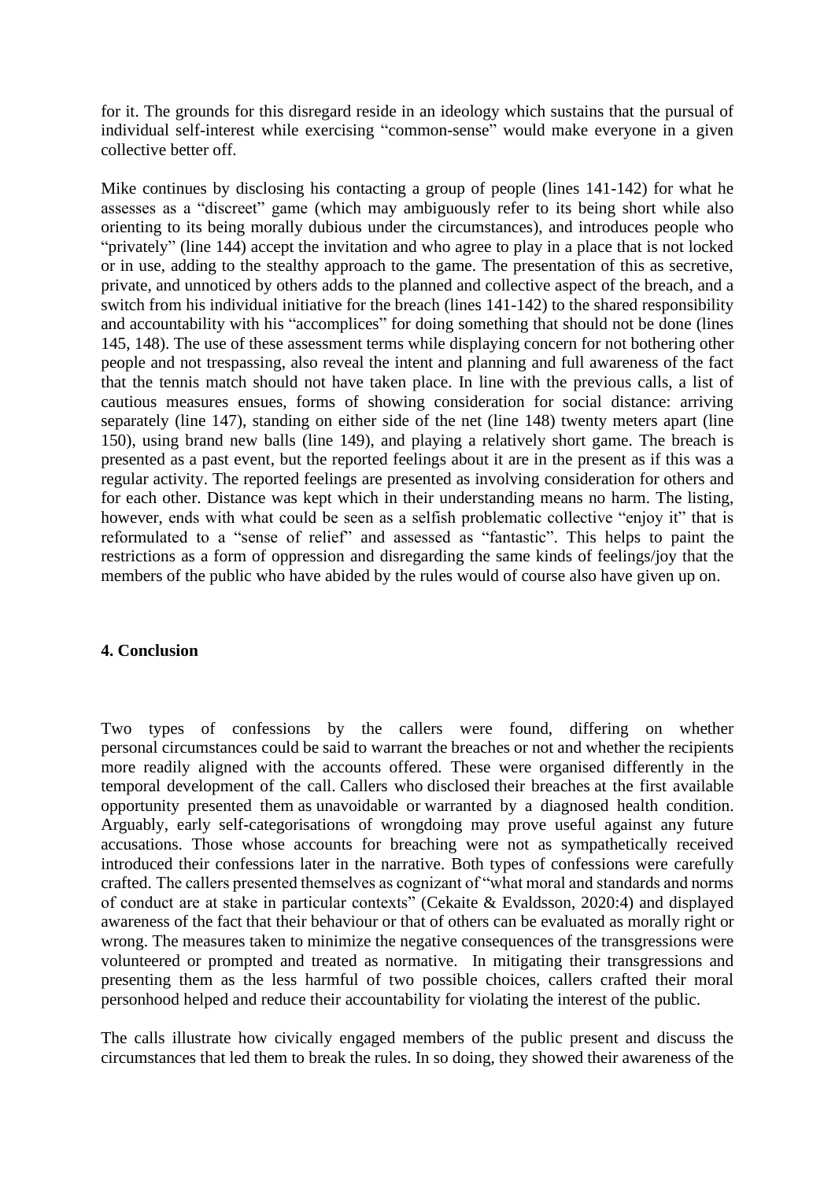for it. The grounds for this disregard reside in an ideology which sustains that the pursual of individual self-interest while exercising "common-sense" would make everyone in a given collective better off.

Mike continues by disclosing his contacting a group of people (lines 141-142) for what he assesses as a "discreet" game (which may ambiguously refer to its being short while also orienting to its being morally dubious under the circumstances), and introduces people who "privately" (line 144) accept the invitation and who agree to play in a place that is not locked or in use, adding to the stealthy approach to the game. The presentation of this as secretive, private, and unnoticed by others adds to the planned and collective aspect of the breach, and a switch from his individual initiative for the breach (lines 141-142) to the shared responsibility and accountability with his "accomplices" for doing something that should not be done (lines 145, 148). The use of these assessment terms while displaying concern for not bothering other people and not trespassing, also reveal the intent and planning and full awareness of the fact that the tennis match should not have taken place. In line with the previous calls, a list of cautious measures ensues, forms of showing consideration for social distance: arriving separately (line 147), standing on either side of the net (line 148) twenty meters apart (line 150), using brand new balls (line 149), and playing a relatively short game. The breach is presented as a past event, but the reported feelings about it are in the present as if this was a regular activity. The reported feelings are presented as involving consideration for others and for each other. Distance was kept which in their understanding means no harm. The listing, however, ends with what could be seen as a selfish problematic collective "enjoy it" that is reformulated to a "sense of relief" and assessed as "fantastic". This helps to paint the restrictions as a form of oppression and disregarding the same kinds of feelings/joy that the members of the public who have abided by the rules would of course also have given up on.

## 4. Conclusion

Two types of confessions by the callers were found, differing on whether personal circumstances could be said to warrant the breaches or not and whether the recipients more readily aligned with the accounts offered. These were organised differently in the temporal development of the call. Callers who disclosed their breaches at the first available opportunity presented them as unavoidable or warranted by a diagnosed health condition. Arguably, early self-categorisations of wrongdoing may prove useful against any future accusations. Those whose accounts for breaching were not as sympathetically received introduced their confessions later in the narrative. Both types of confessions were carefully crafted. The callers presented themselves as cognizant of "what moral and standards and norms of conduct are at stake in particular contexts" (Cekaite & Evaldsson, 2020:4) and displayed awareness of the fact that their behaviour or that of others can be evaluated as morally right or wrong. The measures taken to minimize the negative consequences of the transgressions were volunteered or prompted and treated as normative. In mitigating their transgressions and presenting them as the less harmful of two possible choices, callers crafted their moral personhood helped and reduce their accountability for violating the interest of the public.

The calls illustrate how civically engaged members of the public present and discuss the circumstances that led them to break the rules. In so doing, they showed their awareness of the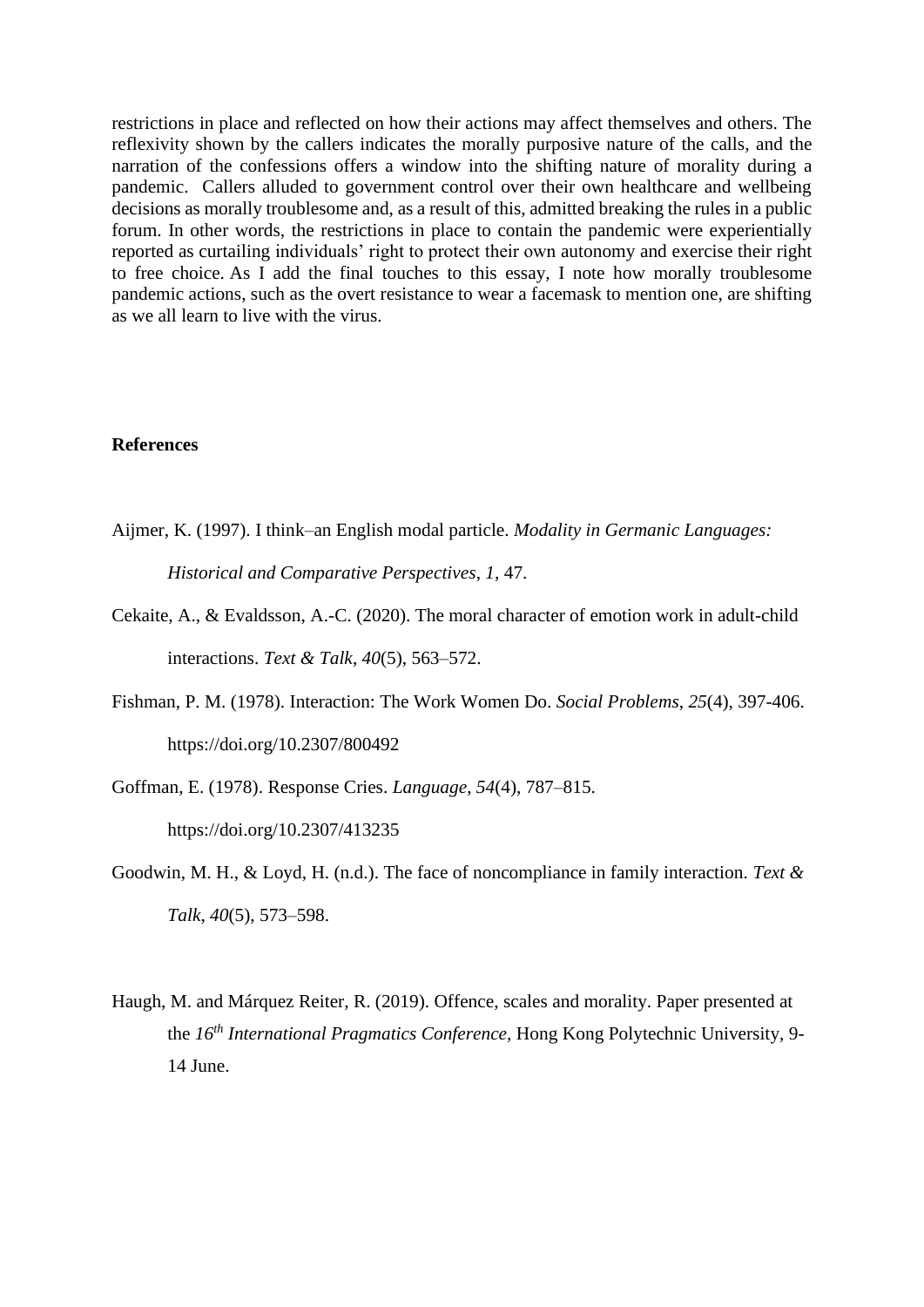restrictions in place and reflected on how their actions may affect themselves and others. The reflexivity shown by the callers indicates the morally purposive nature of the calls, and the narration of the confessions offers a window into the shifting nature of morality during a pandemic. Callers alluded to government control over their own healthcare and wellbeing decisions as morally troublesome and, as a result of this, admitted breaking the rules in a public forum. In other words, the restrictions in place to contain the pandemic were experientially reported as curtailing individuals' right to protect their own autonomy and exercise their right to free choice. As I add the final touches to this essay, I note how morally troublesome pandemic actions, such as the overt resistance to wear a facemask to mention one, are shifting as we all learn to live with the virus.

**References**

Aijmer, K. (1997). I think–an English modal particle. *Modality in Germanic Languages: Historical and Comparative Perspectives*, *1*, 47.

Cekaite, A., & Evaldsson, A.-C. (2020). The moral character of emotion work in adult-child interactions. *Text & Talk*, *40*(5), 563–572.

Fishman, P. M. (1978). Interaction: The Work Women Do. *Social Problems*, *25*(4), 397-406. https://doi.org/10.2307/800492

Goffman, E. (1978). Response Cries. *Language*, *54*(4), 787–815. https://doi.org/10.2307/413235

Goodwin, M. H., & Loyd, H. (n.d.). The face of noncompliance in family interaction. *Text & Talk*, *40*(5), 573–598.

Haugh, M. and Márquez Reiter, R. (2019). Offence, scales and morality. Paper presented at the *16th International Pragmatics Conference*, Hong Kong Polytechnic University, 9-14 June.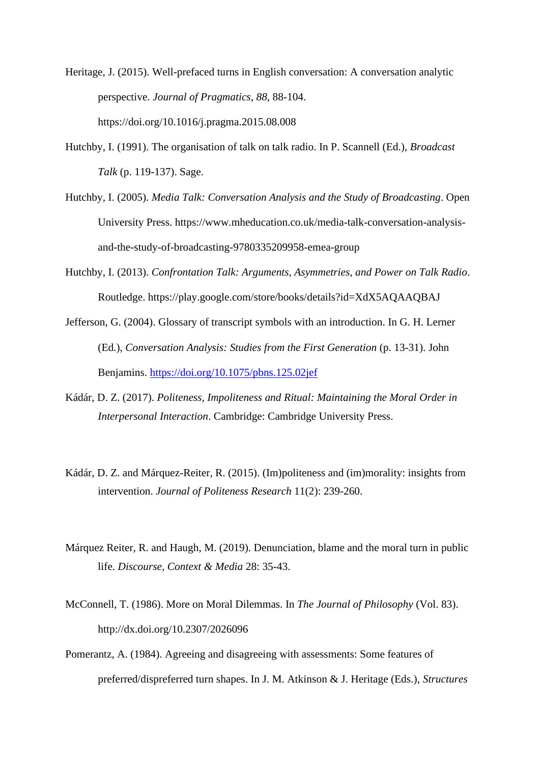Heritage, J. (2015). Well-prefaced turns in English conversation: A conversation analytic perspective. *Journal of Pragmatics*, *88*, 88-104. https://doi.org/10.1016/j.pragma.2015.08.008

Hutchby, I. (1991). The organisation of talk on talk radio. In P. Scannell (Ed.), *Broadcast Talk* (p. 119-137). Sage.

Hutchby, I. (2005). *Media Talk: Conversation Analysis and the Study of Broadcasting*. Open University Press. https://www.mheducation.co.uk/media-talk-conversation-analysis-and-the-study-of-broadcasting-9780335209958-emea-group

Hutchby, I. (2013). *Confrontation Talk: Arguments, Asymmetries, and Power on Talk Radio*. Routledge. https://play.google.com/store/books/details?id=XdX5AQAAQBAJ

Jefferson, G. (2004). Glossary of transcript symbols with an introduction. In G. H. Lerner (Ed.), *Conversation Analysis: Studies from the First Generation* (p. 13-31). John Benjamins. https://doi.org/10.1075/pbns.125.02jef

Kádár, D. Z. (2017). *Politeness, Impoliteness and Ritual: Maintaining the Moral Order in Interpersonal Interaction*. Cambridge: Cambridge University Press.

Kádár, D. Z. and Márquez-Reiter, R. (2015). (Im)politeness and (im)morality: insights from intervention. *Journal of Politeness Research* 11(2): 239-260.

Márquez Reiter, R. and Haugh, M. (2019). Denunciation, blame and the moral turn in public life. *Discourse, Context & Media* 28: 35-43.

McConnell, T. (1986). More on Moral Dilemmas. In *The Journal of Philosophy* (Vol. 83). http://dx.doi.org/10.2307/2026096

Pomerantz, A. (1984). Agreeing and disagreeing with assessments: Some features of preferred/dispreferred turn shapes. In J. M. Atkinson & J. Heritage (Eds.), *Structures*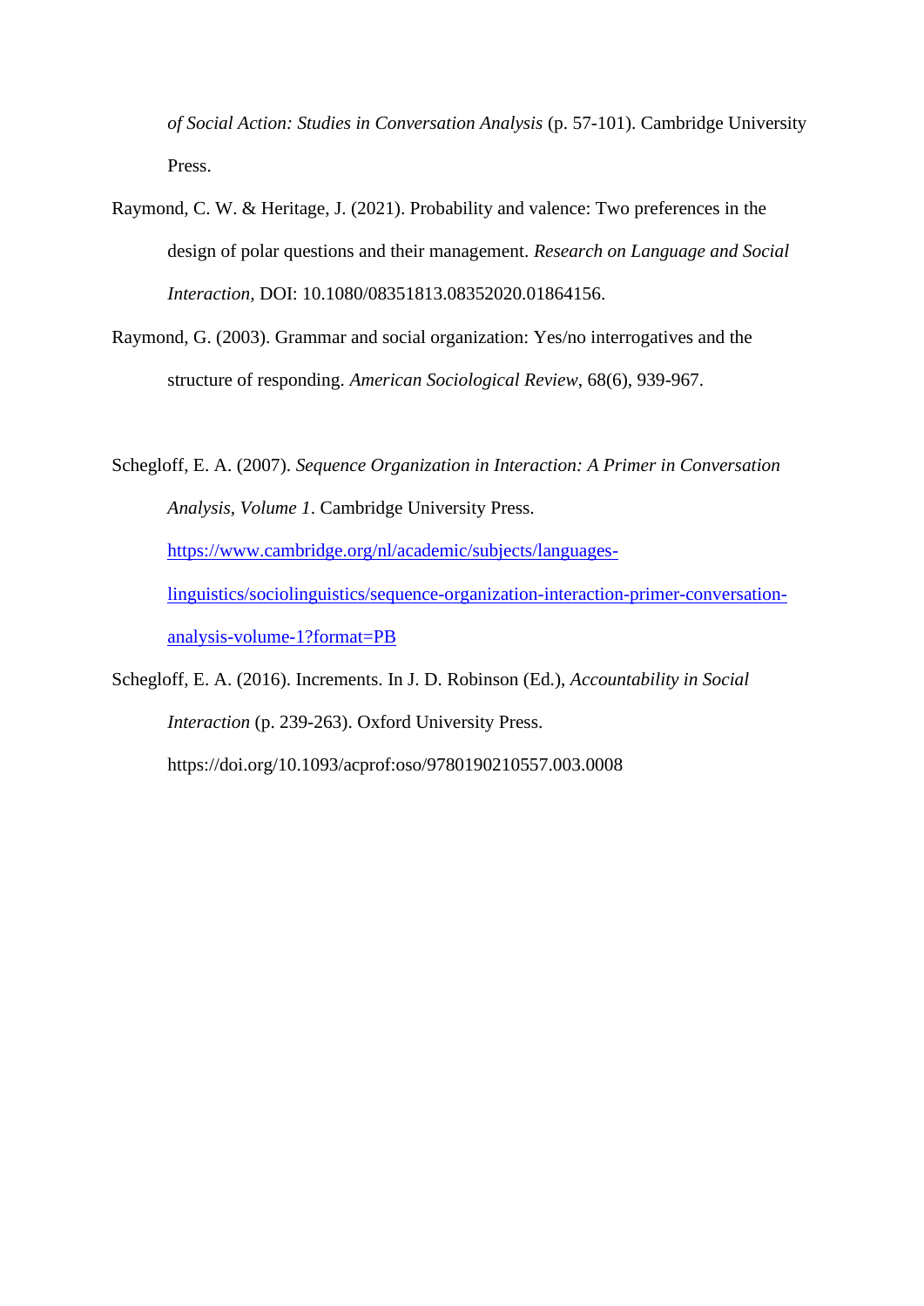*of Social Action: Studies in Conversation Analysis* (p. 57-101). Cambridge University Press.

Raymond, C. W. & Heritage, J. (2021). Probability and valence: Two preferences in the design of polar questions and their management. *Research on Language and Social Interaction*, DOI: 10.1080/08351813.08352020.01864156.

Raymond, G. (2003). Grammar and social organization: Yes/no interrogatives and the structure of responding. *American Sociological Review*, 68(6), 939-967.

Schegloff, E. A. (2007). *Sequence Organization in Interaction: A Primer in Conversation Analysis, Volume 1*. Cambridge University Press. [https://www.cambridge.org/nl/academic/subjects/languages-linguistics/sociolinguistics/sequence-organization-interaction-primer-conversation-analysis-volume-1?format=PB](https://www.cambridge.org/nl/academic/subjects/languages-linguistics/sociolinguistics/sequence-organization-interaction-primer-conversation-analysis-volume-1?format=PB)

Schegloff, E. A. (2016). Increments. In J. D. Robinson (Ed.), *Accountability in Social Interaction* (p. 239-263). Oxford University Press. https://doi.org/10.1093/acprof:oso/9780190210557.003.0008